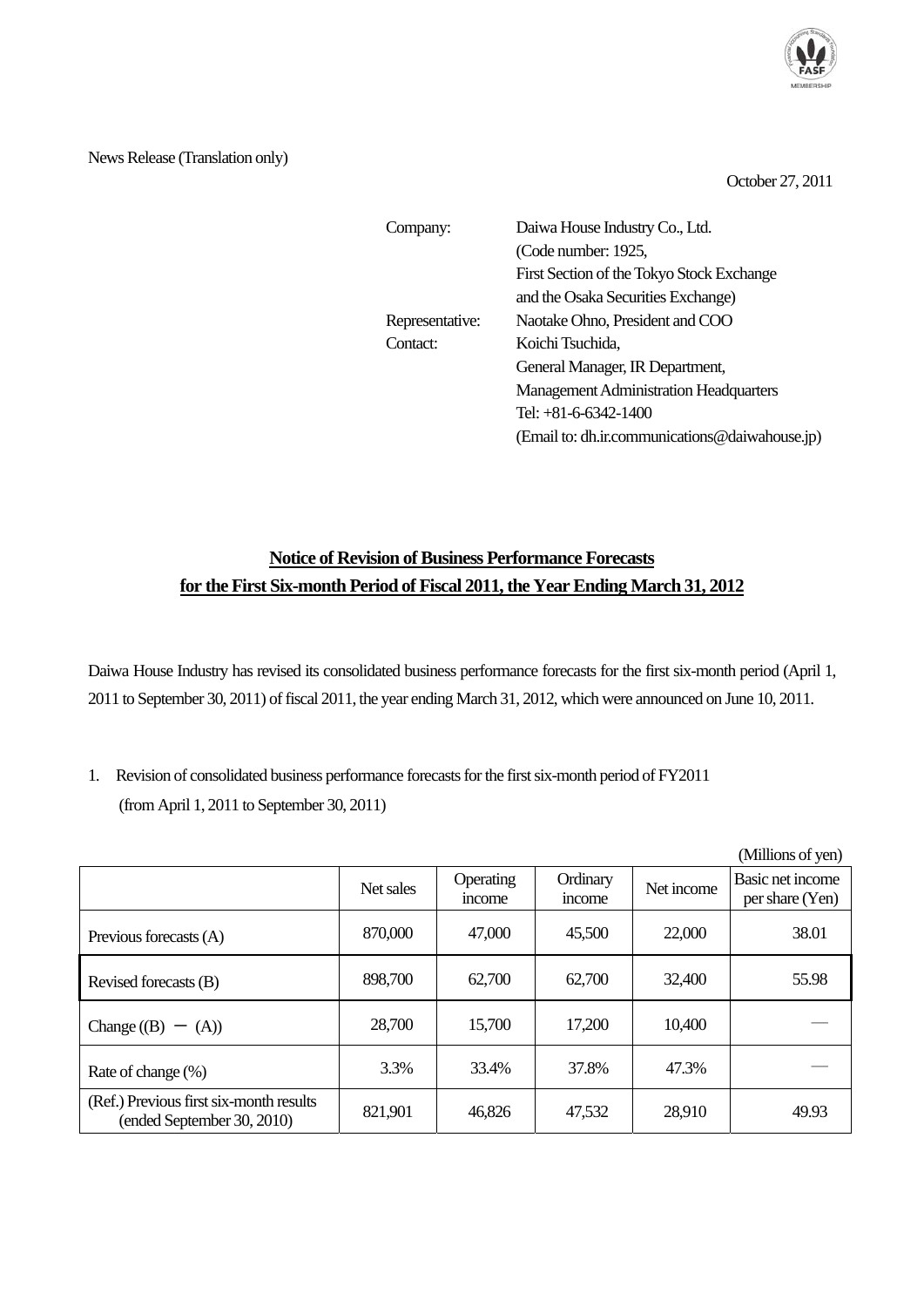News Release (Translation only)

October 27, 2011

Company: Daiwa House Industry Co., Ltd.
(Code number: 1925,
First Section of the Tokyo Stock Exchange
and the Osaka Securities Exchange)

Representative: Naotake Ohno, President and COO

Contact: Koichi Tsuchida,
General Manager, IR Department,
Management Administration Headquarters
Tel: +81-6-6342-1400
(Email to: dh.ir.communications@daiwahouse.jp)

## Notice of Revision of Business Performance Forecasts for the First Six-month Period of Fiscal 2011, the Year Ending March 31, 2012

Daiwa House Industry has revised its consolidated business performance forecasts for the first six-month period (April 1, 2011 to September 30, 2011) of fiscal 2011, the year ending March 31, 2012, which were announced on June 10, 2011.

1. Revision of consolidated business performance forecasts for the first six-month period of FY2011
(from April 1, 2011 to September 30, 2011)

(Millions of yen)

| | Net sales | Operating income | Ordinary income | Net income | Basic net income per share (Yen) |
|---|---|---|---|---|---|
| Previous forecasts (A) | 870,000 | 47,000 | 45,500 | 22,000 | 38.01 |
| Revised forecasts (B) | 898,700 | 62,700 | 62,700 | 32,400 | 55.98 |
| Change ((B) － (A)) | 28,700 | 15,700 | 17,200 | 10,400 | — |
| Rate of change (%) | 3.3% | 33.4% | 37.8% | 47.3% | — |
| (Ref.) Previous first six-month results (ended September 30, 2010) | 821,901 | 46,826 | 47,532 | 28,910 | 49.93 |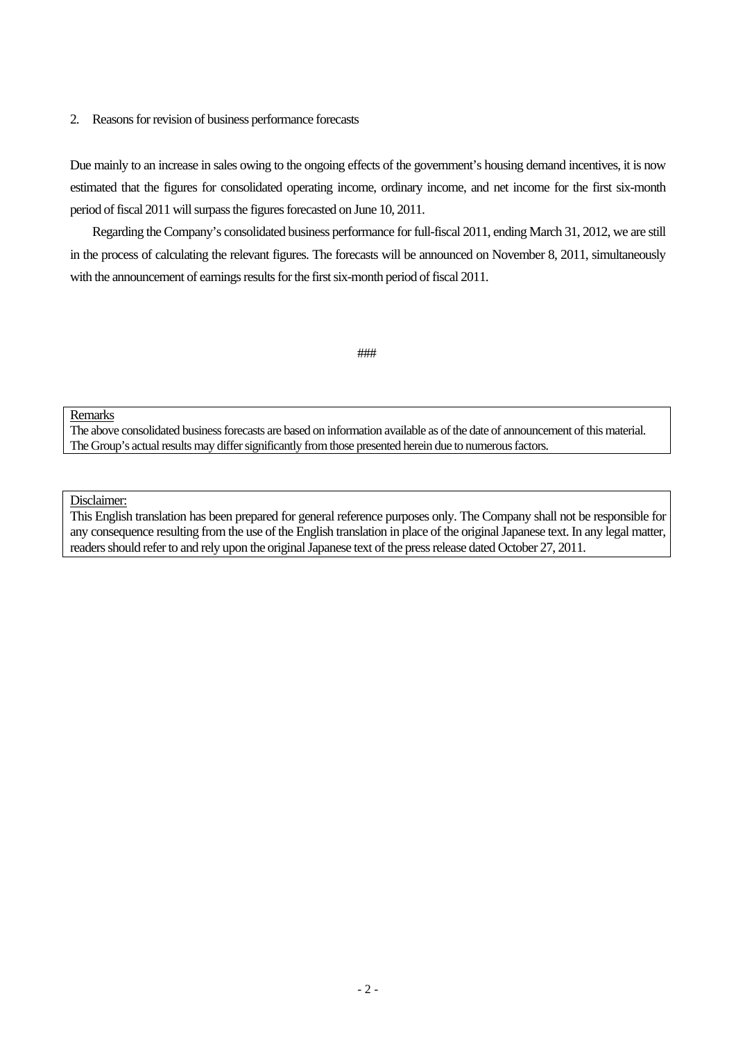## 2. Reasons for revision of business performance forecasts

Due mainly to an increase in sales owing to the ongoing effects of the government's housing demand incentives, it is now estimated that the figures for consolidated operating income, ordinary income, and net income for the first six-month period of fiscal 2011 will surpass the figures forecasted on June 10, 2011.

Regarding the Company's consolidated business performance for full-fiscal 2011, ending March 31, 2012, we are still in the process of calculating the relevant figures. The forecasts will be announced on November 8, 2011, simultaneously with the announcement of earnings results for the first six-month period of fiscal 2011.

###

Remarks

The above consolidated business forecasts are based on information available as of the date of announcement of this material. The Group's actual results may differ significantly from those presented herein due to numerous factors.

Disclaimer:

This English translation has been prepared for general reference purposes only. The Company shall not be responsible for any consequence resulting from the use of the English translation in place of the original Japanese text. In any legal matter, readers should refer to and rely upon the original Japanese text of the press release dated October 27, 2011.